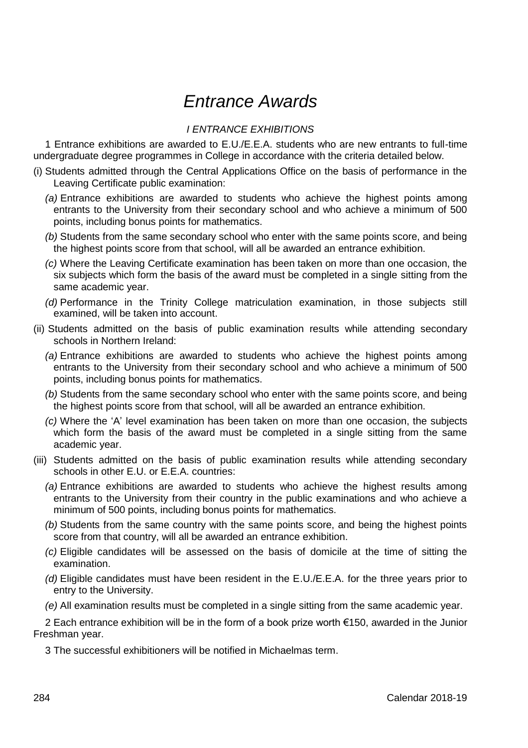# *Entrance Awards*

## *I ENTRANCE EXHIBITIONS*

1 Entrance exhibitions are awarded to E.U./E.E.A. students who are new entrants to full-time undergraduate degree programmes in College in accordance with the criteria detailed below.

(i) Students admitted through the Central Applications Office on the basis of performance in the Leaving Certificate public examination:

*(a)* Entrance exhibitions are awarded to students who achieve the highest points among entrants to the University from their secondary school and who achieve a minimum of 500 points, including bonus points for mathematics.

*(b)* Students from the same secondary school who enter with the same points score, and being the highest points score from that school, will all be awarded an entrance exhibition.

*(c)* Where the Leaving Certificate examination has been taken on more than one occasion, the six subjects which form the basis of the award must be completed in a single sitting from the same academic year.

*(d)* Performance in the Trinity College matriculation examination, in those subjects still examined, will be taken into account.

(ii) Students admitted on the basis of public examination results while attending secondary schools in Northern Ireland:

*(a)* Entrance exhibitions are awarded to students who achieve the highest points among entrants to the University from their secondary school and who achieve a minimum of 500 points, including bonus points for mathematics.

*(b)* Students from the same secondary school who enter with the same points score, and being the highest points score from that school, will all be awarded an entrance exhibition.

*(c)* Where the 'A' level examination has been taken on more than one occasion, the subjects which form the basis of the award must be completed in a single sitting from the same academic year.

(iii) Students admitted on the basis of public examination results while attending secondary schools in other E.U. or E.E.A. countries:

*(a)* Entrance exhibitions are awarded to students who achieve the highest results among entrants to the University from their country in the public examinations and who achieve a minimum of 500 points, including bonus points for mathematics.

*(b)* Students from the same country with the same points score, and being the highest points score from that country, will all be awarded an entrance exhibition.

*(c)* Eligible candidates will be assessed on the basis of domicile at the time of sitting the examination.

*(d)* Eligible candidates must have been resident in the E.U./E.E.A. for the three years prior to entry to the University.

*(e)* All examination results must be completed in a single sitting from the same academic year.

2 Each entrance exhibition will be in the form of a book prize worth €150, awarded in the Junior Freshman year.

3 The successful exhibitioners will be notified in Michaelmas term.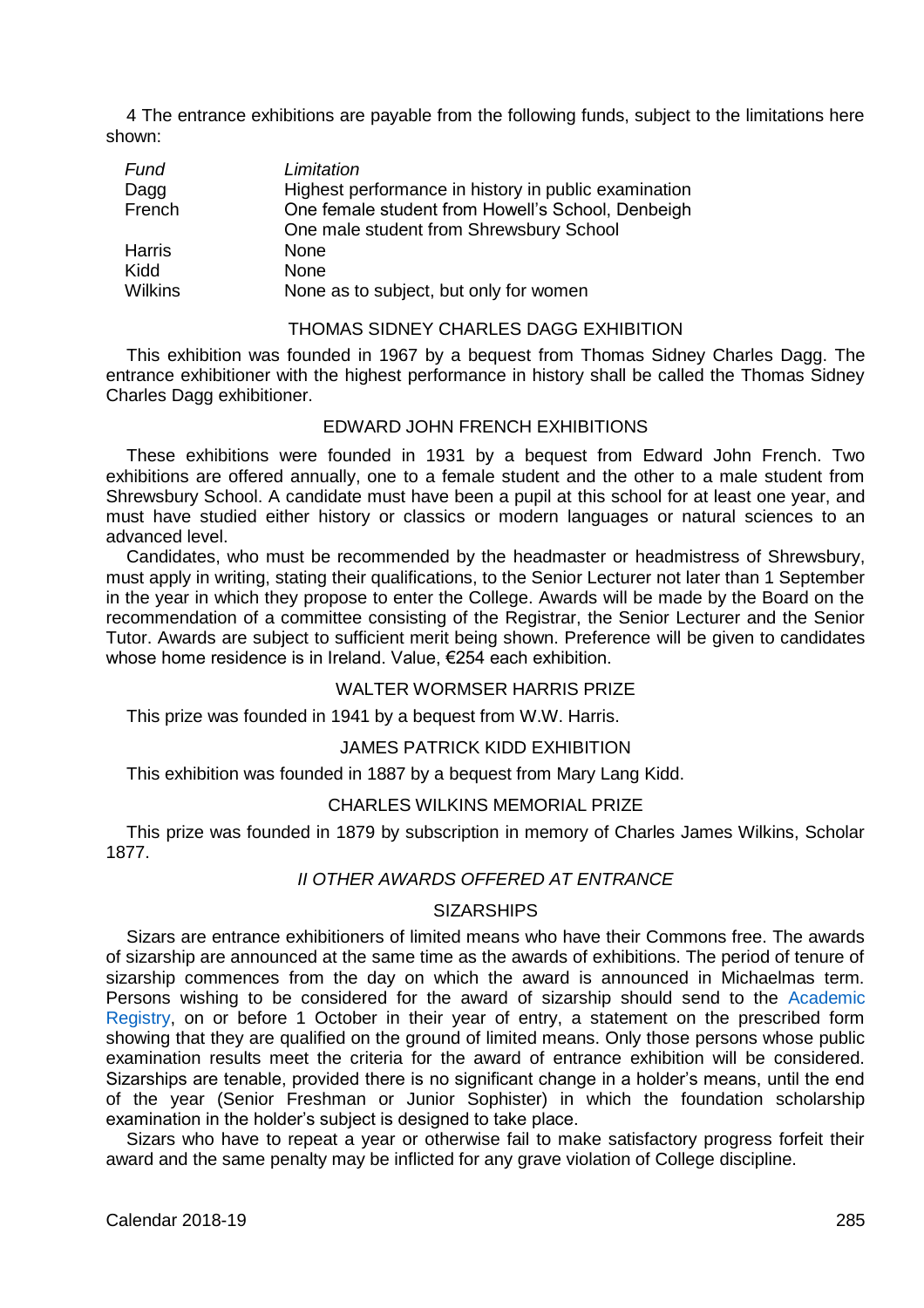4 The entrance exhibitions are payable from the following funds, subject to the limitations here shown:

| *Fund* | *Limitation* |
|---|---|
| Dagg | Highest performance in history in public examination |
| French | One female student from Howell's School, Denbeigh |
| | One male student from Shrewsbury School |
| Harris | None |
| Kidd | None |
| Wilkins | None as to subject, but only for women |

### THOMAS SIDNEY CHARLES DAGG EXHIBITION

This exhibition was founded in 1967 by a bequest from Thomas Sidney Charles Dagg. The entrance exhibitioner with the highest performance in history shall be called the Thomas Sidney Charles Dagg exhibitioner.

### EDWARD JOHN FRENCH EXHIBITIONS

These exhibitions were founded in 1931 by a bequest from Edward John French. Two exhibitions are offered annually, one to a female student and the other to a male student from Shrewsbury School. A candidate must have been a pupil at this school for at least one year, and must have studied either history or classics or modern languages or natural sciences to an advanced level.

Candidates, who must be recommended by the headmaster or headmistress of Shrewsbury, must apply in writing, stating their qualifications, to the Senior Lecturer not later than 1 September in the year in which they propose to enter the College. Awards will be made by the Board on the recommendation of a committee consisting of the Registrar, the Senior Lecturer and the Senior Tutor. Awards are subject to sufficient merit being shown. Preference will be given to candidates whose home residence is in Ireland. Value, €254 each exhibition.

### WALTER WORMSER HARRIS PRIZE

This prize was founded in 1941 by a bequest from W.W. Harris.

### JAMES PATRICK KIDD EXHIBITION

This exhibition was founded in 1887 by a bequest from Mary Lang Kidd.

### CHARLES WILKINS MEMORIAL PRIZE

This prize was founded in 1879 by subscription in memory of Charles James Wilkins, Scholar 1877.

## *II OTHER AWARDS OFFERED AT ENTRANCE*

### SIZARSHIPS

Sizars are entrance exhibitioners of limited means who have their Commons free. The awards of sizarship are announced at the same time as the awards of exhibitions. The period of tenure of sizarship commences from the day on which the award is announced in Michaelmas term. Persons wishing to be considered for the award of sizarship should send to the Academic Registry, on or before 1 October in their year of entry, a statement on the prescribed form showing that they are qualified on the ground of limited means. Only those persons whose public examination results meet the criteria for the award of entrance exhibition will be considered. Sizarships are tenable, provided there is no significant change in a holder's means, until the end of the year (Senior Freshman or Junior Sophister) in which the foundation scholarship examination in the holder's subject is designed to take place.

Sizars who have to repeat a year or otherwise fail to make satisfactory progress forfeit their award and the same penalty may be inflicted for any grave violation of College discipline.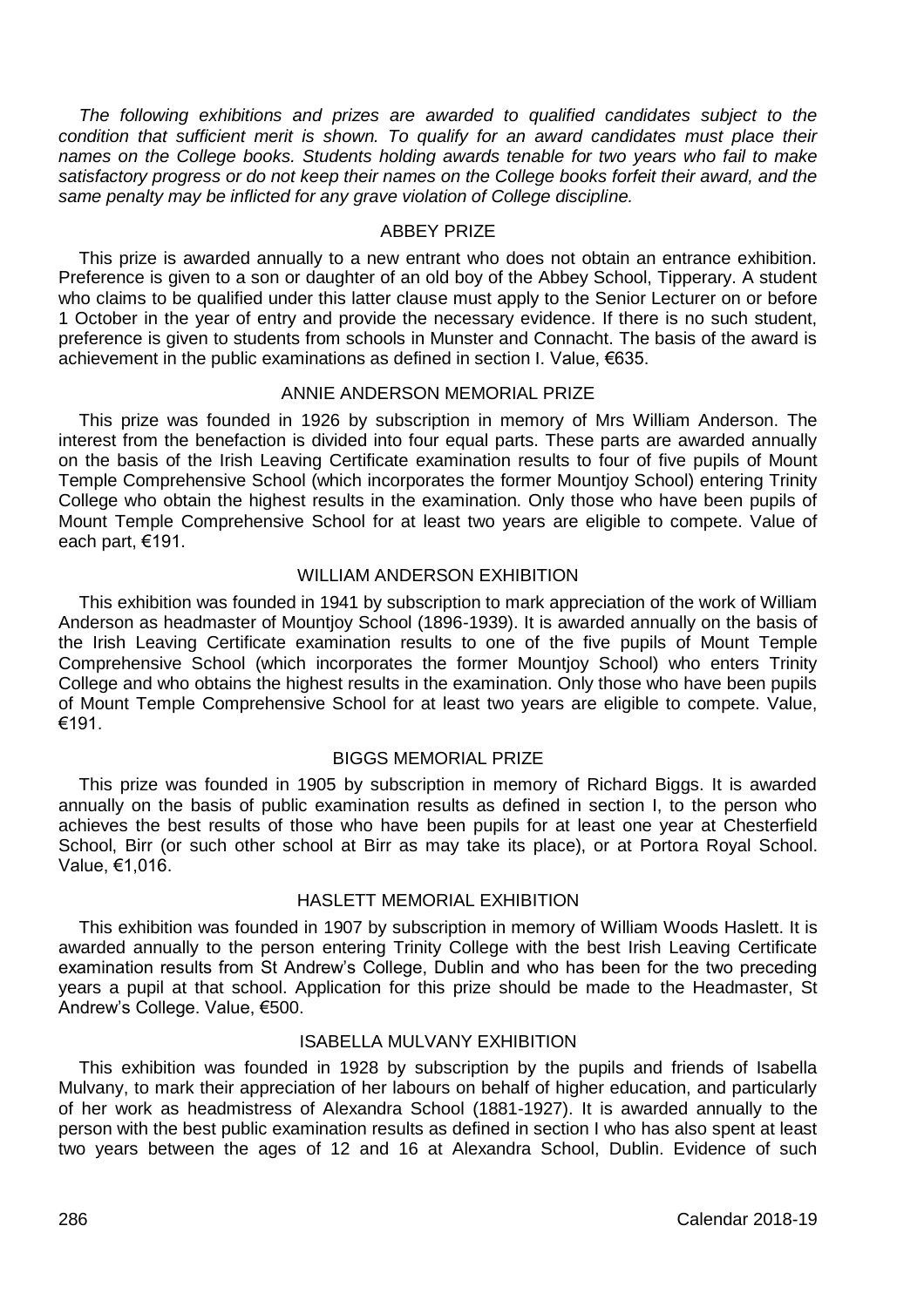*The following exhibitions and prizes are awarded to qualified candidates subject to the condition that sufficient merit is shown. To qualify for an award candidates must place their names on the College books. Students holding awards tenable for two years who fail to make satisfactory progress or do not keep their names on the College books forfeit their award, and the same penalty may be inflicted for any grave violation of College discipline.*

## ABBEY PRIZE

This prize is awarded annually to a new entrant who does not obtain an entrance exhibition. Preference is given to a son or daughter of an old boy of the Abbey School, Tipperary. A student who claims to be qualified under this latter clause must apply to the Senior Lecturer on or before 1 October in the year of entry and provide the necessary evidence. If there is no such student, preference is given to students from schools in Munster and Connacht. The basis of the award is achievement in the public examinations as defined in section I. Value, €635.

## ANNIE ANDERSON MEMORIAL PRIZE

This prize was founded in 1926 by subscription in memory of Mrs William Anderson. The interest from the benefaction is divided into four equal parts. These parts are awarded annually on the basis of the Irish Leaving Certificate examination results to four of five pupils of Mount Temple Comprehensive School (which incorporates the former Mountjoy School) entering Trinity College who obtain the highest results in the examination. Only those who have been pupils of Mount Temple Comprehensive School for at least two years are eligible to compete. Value of each part, €191.

## WILLIAM ANDERSON EXHIBITION

This exhibition was founded in 1941 by subscription to mark appreciation of the work of William Anderson as headmaster of Mountjoy School (1896-1939). It is awarded annually on the basis of the Irish Leaving Certificate examination results to one of the five pupils of Mount Temple Comprehensive School (which incorporates the former Mountjoy School) who enters Trinity College and who obtains the highest results in the examination. Only those who have been pupils of Mount Temple Comprehensive School for at least two years are eligible to compete. Value, €191.

## BIGGS MEMORIAL PRIZE

This prize was founded in 1905 by subscription in memory of Richard Biggs. It is awarded annually on the basis of public examination results as defined in section I, to the person who achieves the best results of those who have been pupils for at least one year at Chesterfield School, Birr (or such other school at Birr as may take its place), or at Portora Royal School. Value, €1,016.

## HASLETT MEMORIAL EXHIBITION

This exhibition was founded in 1907 by subscription in memory of William Woods Haslett. It is awarded annually to the person entering Trinity College with the best Irish Leaving Certificate examination results from St Andrew's College, Dublin and who has been for the two preceding years a pupil at that school. Application for this prize should be made to the Headmaster, St Andrew's College. Value, €500.

## ISABELLA MULVANY EXHIBITION

This exhibition was founded in 1928 by subscription by the pupils and friends of Isabella Mulvany, to mark their appreciation of her labours on behalf of higher education, and particularly of her work as headmistress of Alexandra School (1881-1927). It is awarded annually to the person with the best public examination results as defined in section I who has also spent at least two years between the ages of 12 and 16 at Alexandra School, Dublin. Evidence of such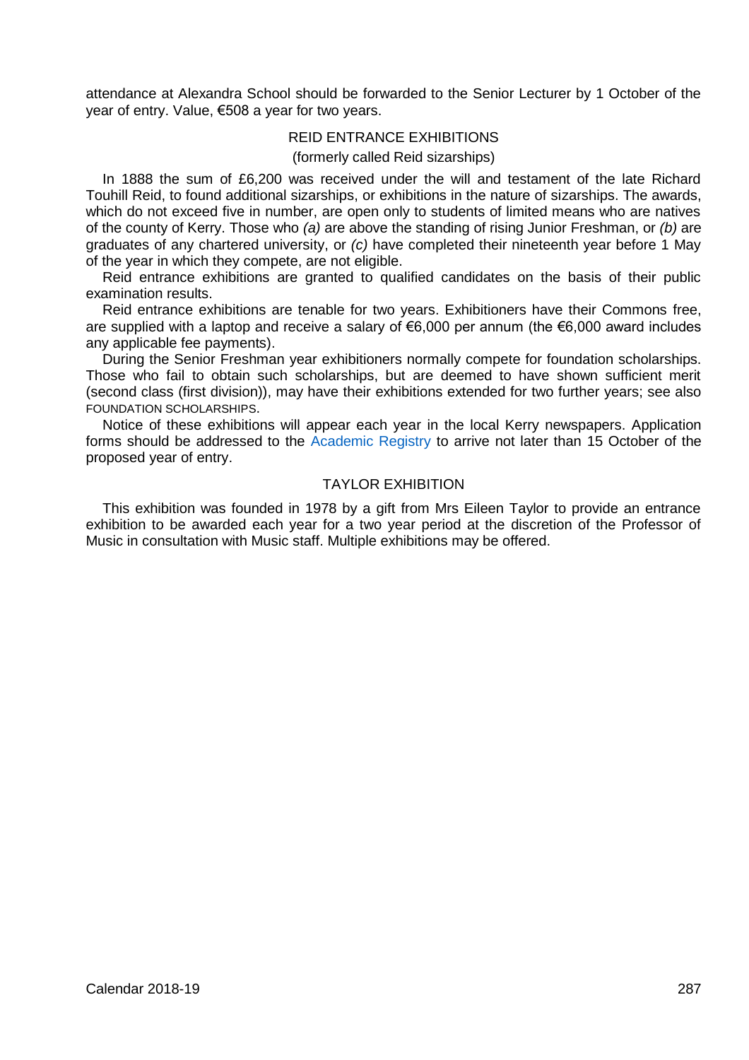attendance at Alexandra School should be forwarded to the Senior Lecturer by 1 October of the year of entry. Value, €508 a year for two years.

## REID ENTRANCE EXHIBITIONS

(formerly called Reid sizarships)

In 1888 the sum of £6,200 was received under the will and testament of the late Richard Touhill Reid, to found additional sizarships, or exhibitions in the nature of sizarships. The awards, which do not exceed five in number, are open only to students of limited means who are natives of the county of Kerry. Those who *(a)* are above the standing of rising Junior Freshman, or *(b)* are graduates of any chartered university, or *(c)* have completed their nineteenth year before 1 May of the year in which they compete, are not eligible.

Reid entrance exhibitions are granted to qualified candidates on the basis of their public examination results.

Reid entrance exhibitions are tenable for two years. Exhibitioners have their Commons free, are supplied with a laptop and receive a salary of €6,000 per annum (the €6,000 award includes any applicable fee payments).

During the Senior Freshman year exhibitioners normally compete for foundation scholarships. Those who fail to obtain such scholarships, but are deemed to have shown sufficient merit (second class (first division)), may have their exhibitions extended for two further years; see also FOUNDATION SCHOLARSHIPS.

Notice of these exhibitions will appear each year in the local Kerry newspapers. Application forms should be addressed to the Academic Registry to arrive not later than 15 October of the proposed year of entry.

## TAYLOR EXHIBITION

This exhibition was founded in 1978 by a gift from Mrs Eileen Taylor to provide an entrance exhibition to be awarded each year for a two year period at the discretion of the Professor of Music in consultation with Music staff. Multiple exhibitions may be offered.